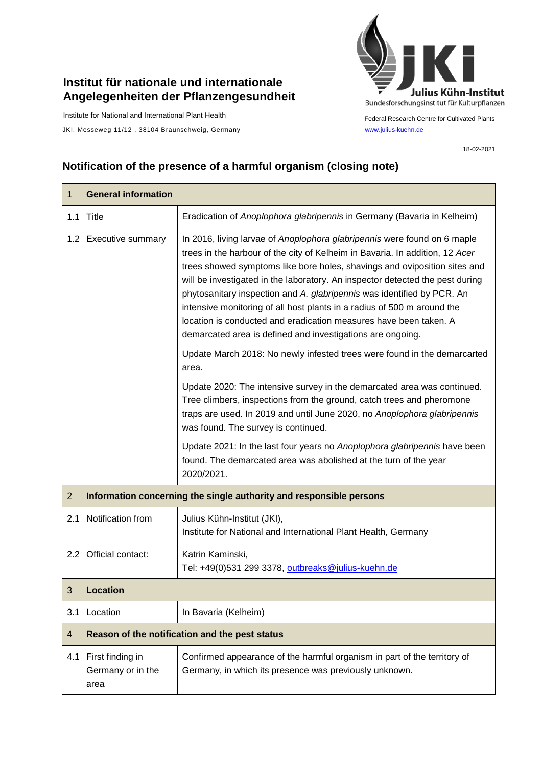**Institut für nationale und internationale Angelegenheiten der Pflanzengesundheit**

Institute for National and International Plant Health

JKI, Messeweg 11/12 , 38104 Braunschweig, Germany

Julius Kühn-Institut
Bundesforschungsinstitut für Kulturpflanzen

Federal Research Centre for Cultivated Plants
www.julius-kuehn.de

18-02-2021

## Notification of the presence of a harmful organism (closing note)

| 1 General information | |
|---|---|
| 1.1 Title | Eradication of *Anoplophora glabripennis* in Germany (Bavaria in Kelheim) |
| 1.2 Executive summary | In 2016, living larvae of *Anoplophora glabripennis* were found on 6 maple trees in the harbour of the city of Kelheim in Bavaria. In addition, 12 *Acer* trees showed symptoms like bore holes, shavings and oviposition sites and will be investigated in the laboratory. An inspector detected the pest during phytosanitary inspection and *A. glabripennis* was identified by PCR. An intensive monitoring of all host plants in a radius of 500 m around the location is conducted and eradication measures have been taken. A demarcated area is defined and investigations are ongoing.<br><br>Update March 2018: No newly infested trees were found in the demarcarted area.<br><br>Update 2020: The intensive survey in the demarcated area was continued. Tree climbers, inspections from the ground, catch trees and pheromone traps are used. In 2019 and until June 2020, no *Anoplophora glabripennis* was found. The survey is continued.<br><br>Update 2021: In the last four years no *Anoplophora glabripennis* have been found. The demarcated area was abolished at the turn of the year 2020/2021. |
| **2 Information concerning the single authority and responsible persons** | |
| 2.1 Notification from | Julius Kühn-Institut (JKI),<br>Institute for National and International Plant Health, Germany |
| 2.2 Official contact: | Katrin Kaminski,<br>Tel: +49(0)531 299 3378, outbreaks@julius-kuehn.de |
| **3 Location** | |
| 3.1 Location | In Bavaria (Kelheim) |
| **4 Reason of the notification and the pest status** | |
| 4.1 First finding in Germany or in the area | Confirmed appearance of the harmful organism in part of the territory of Germany, in which its presence was previously unknown. |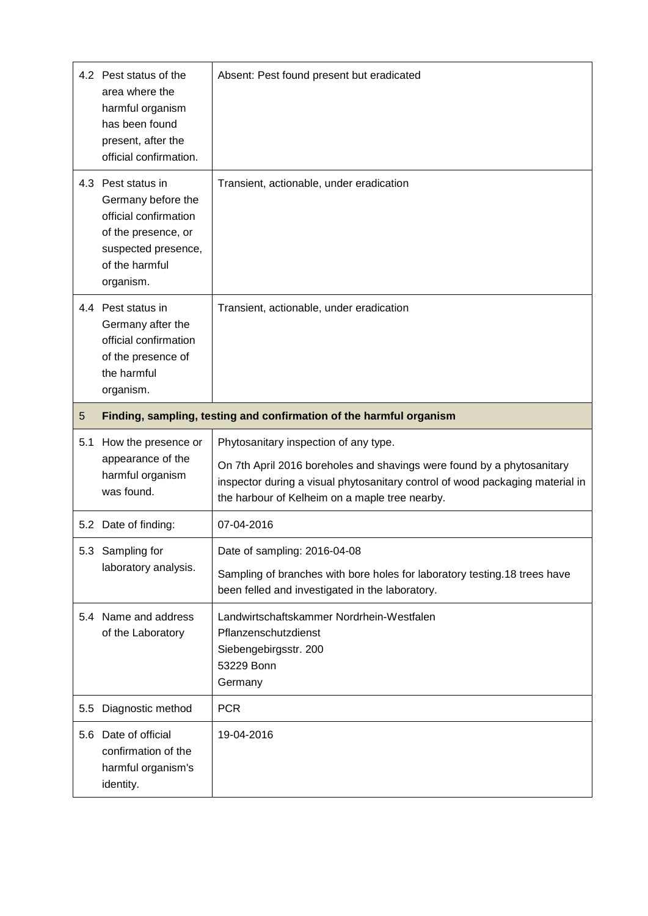| | | |
|---|---|---|
| 4.2 | Pest status of the area where the harmful organism has been found present, after the official confirmation. | Absent: Pest found present but eradicated |
| 4.3 | Pest status in Germany before the official confirmation of the presence, or suspected presence, of the harmful organism. | Transient, actionable, under eradication |
| 4.4 | Pest status in Germany after the official confirmation of the presence of the harmful organism. | Transient, actionable, under eradication |
| **5** | **Finding, sampling, testing and confirmation of the harmful organism** | |
| 5.1 | How the presence or appearance of the harmful organism was found. | Phytosanitary inspection of any type.<br><br>On 7th April 2016 boreholes and shavings were found by a phytosanitary inspector during a visual phytosanitary control of wood packaging material in the harbour of Kelheim on a maple tree nearby. |
| 5.2 | Date of finding: | 07-04-2016 |
| 5.3 | Sampling for laboratory analysis. | Date of sampling: 2016-04-08<br><br>Sampling of branches with bore holes for laboratory testing.18 trees have been felled and investigated in the laboratory. |
| 5.4 | Name and address of the Laboratory | Landwirtschaftskammer Nordrhein-Westfalen<br>Pflanzenschutzdienst<br>Siebengebirgsstr. 200<br>53229 Bonn<br>Germany |
| 5.5 | Diagnostic method | PCR |
| 5.6 | Date of official confirmation of the harmful organism's identity. | 19-04-2016 |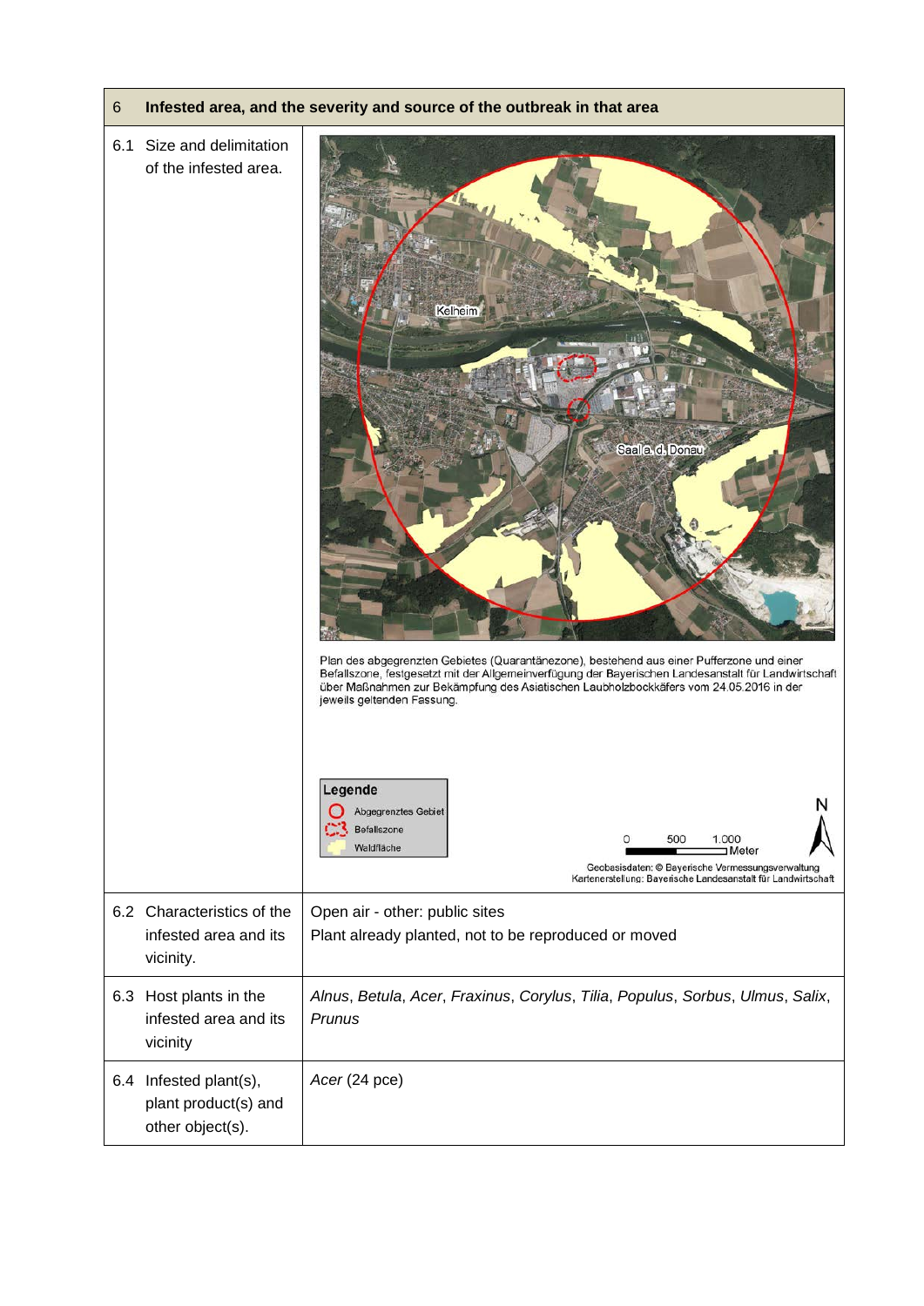| 6 | Infested area, and the severity and source of the outbreak in that area |
|---|---|
| 6.1 Size and delimitation of the infested area. | Plan des abgegrenzten Gebietes (Quarantänezone), bestehend aus einer Pufferzone und einer Befallszone, festgesetzt mit der Allgemeinverfügung der Bayerischen Landesanstalt für Landwirtschaft über Maßnahmen zur Bekämpfung des Asiatischen Laubholzbockkäfers vom 24.05.2016 in der jeweils geltenden Fassung.<br><br>Legende: Abgegrenztes Gebiet; Befallszone; Waldfläche<br><br>Kelheim; Saal a. d. Donau<br><br>0 500 1.000 Meter<br><br>N<br><br>Geobasisdaten: © Bayerische Vermessungsverwaltung<br>Kartenerstellung: Bayerische Landesanstalt für Landwirtschaft |
| 6.2 Characteristics of the infested area and its vicinity. | Open air - other: public sites<br>Plant already planted, not to be reproduced or moved |
| 6.3 Host plants in the infested area and its vicinity | *Alnus*, *Betula*, *Acer*, *Fraxinus*, *Corylus*, *Tilia*, *Populus*, *Sorbus*, *Ulmus*, *Salix*, *Prunus* |
| 6.4 Infested plant(s), plant product(s) and other object(s). | *Acer* (24 pce) |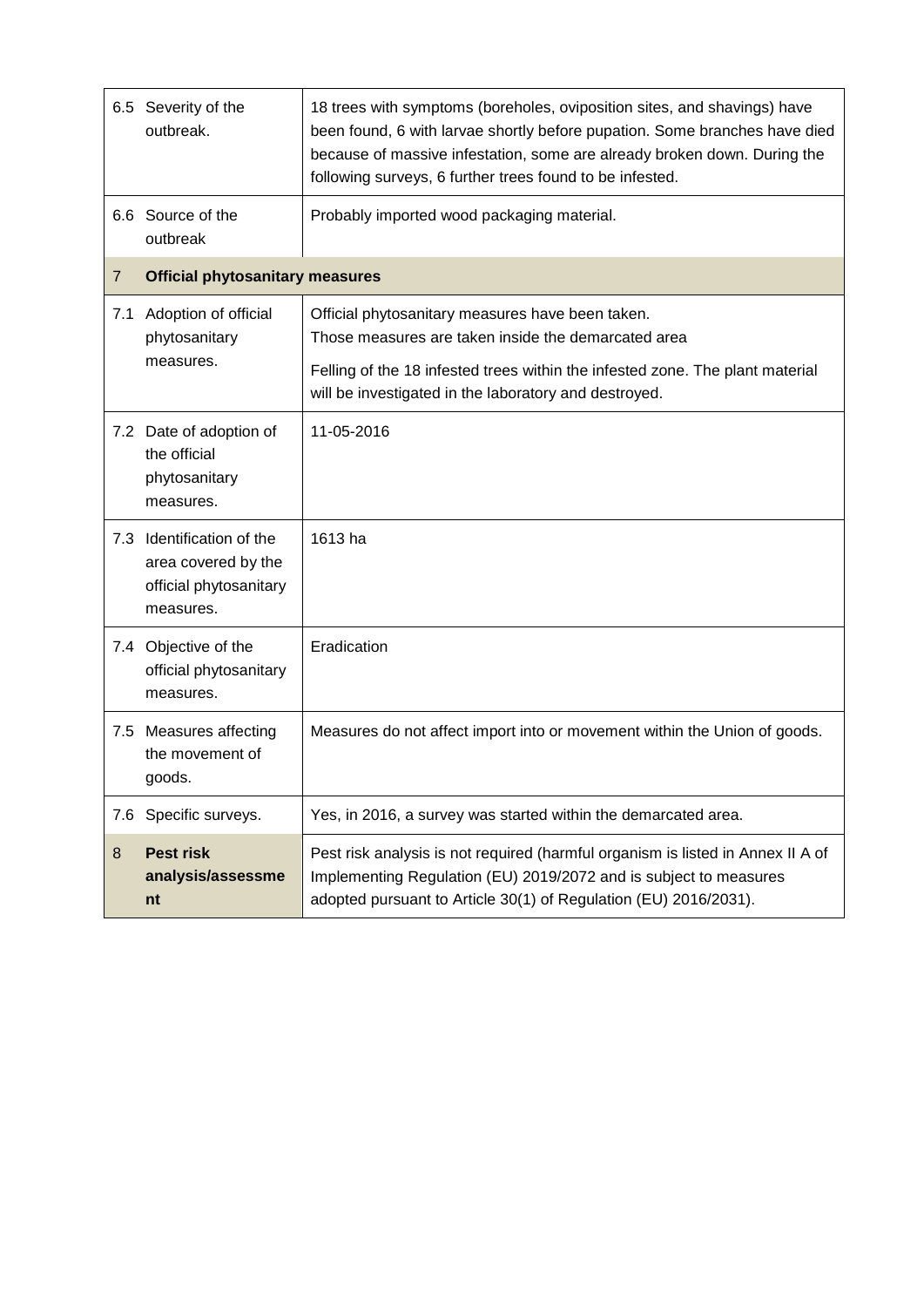| | | |
|---|---|---|
| 6.5 | Severity of the outbreak. | 18 trees with symptoms (boreholes, oviposition sites, and shavings) have been found, 6 with larvae shortly before pupation. Some branches have died because of massive infestation, some are already broken down. During the following surveys, 6 further trees found to be infested. |
| 6.6 | Source of the outbreak | Probably imported wood packaging material. |
| **7** | **Official phytosanitary measures** | |
| 7.1 | Adoption of official phytosanitary measures. | Official phytosanitary measures have been taken.<br>Those measures are taken inside the demarcated area<br>Felling of the 18 infested trees within the infested zone. The plant material will be investigated in the laboratory and destroyed. |
| 7.2 | Date of adoption of the official phytosanitary measures. | 11-05-2016 |
| 7.3 | Identification of the area covered by the official phytosanitary measures. | 1613 ha |
| 7.4 | Objective of the official phytosanitary measures. | Eradication |
| 7.5 | Measures affecting the movement of goods. | Measures do not affect import into or movement within the Union of goods. |
| 7.6 | Specific surveys. | Yes, in 2016, a survey was started within the demarcated area. |
| **8** | **Pest risk analysis/assessment** | Pest risk analysis is not required (harmful organism is listed in Annex II A of Implementing Regulation (EU) 2019/2072 and is subject to measures adopted pursuant to Article 30(1) of Regulation (EU) 2016/2031). |